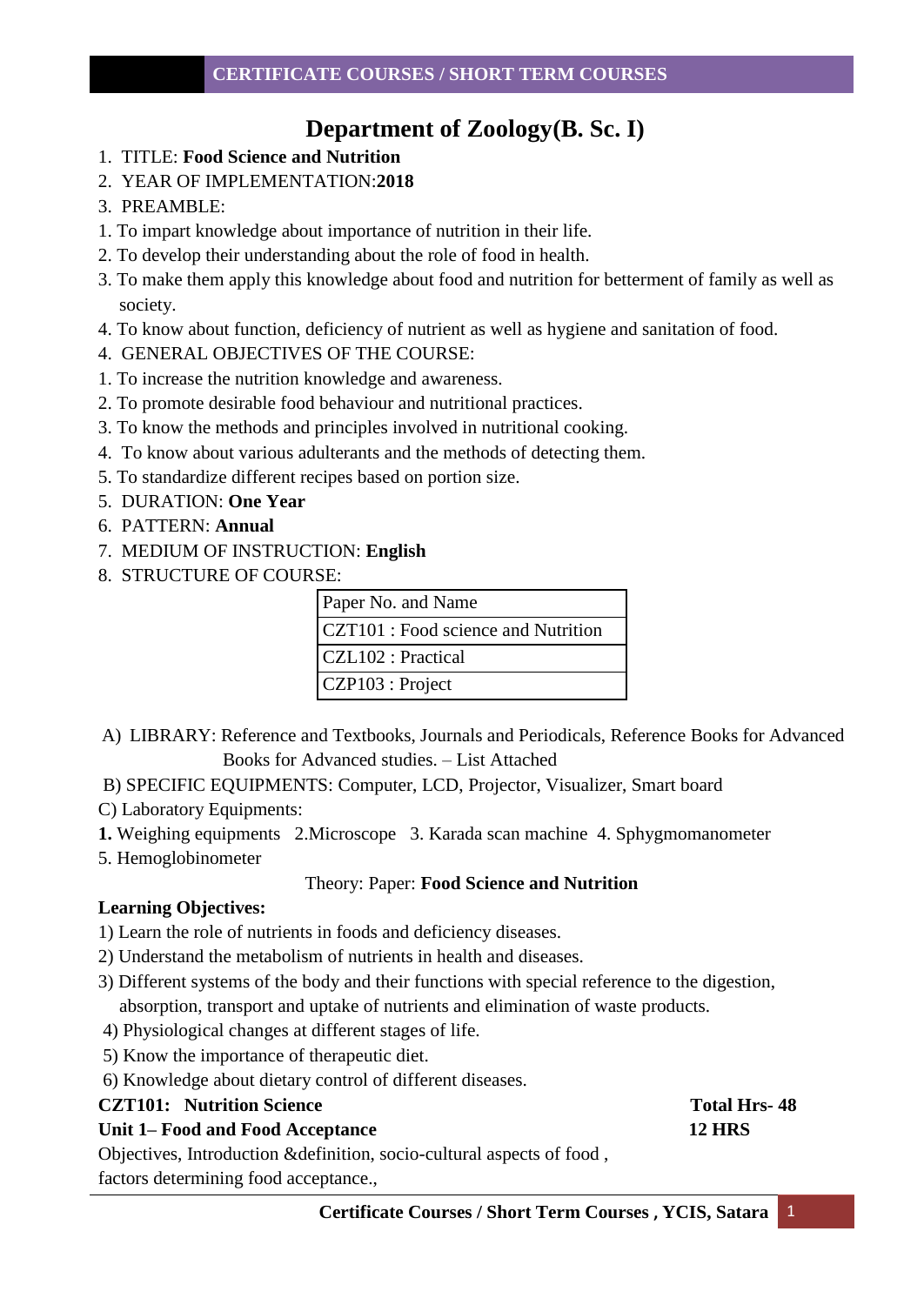# Department of Zoology(B. Sc. I)

1. TITLE: **Food Science and Nutrition**
2. YEAR OF IMPLEMENTATION:**2018**
3. PREAMBLE:

1. To impart knowledge about importance of nutrition in their life.
2. To develop their understanding about the role of food in health.
3. To make them apply this knowledge about food and nutrition for betterment of family as well as society.
4. To know about function, deficiency of nutrient as well as hygiene and sanitation of food.

4. GENERAL OBJECTIVES OF THE COURSE:

1. To increase the nutrition knowledge and awareness.
2. To promote desirable food behaviour and nutritional practices.
3. To know the methods and principles involved in nutritional cooking.
4. To know about various adulterants and the methods of detecting them.
5. To standardize different recipes based on portion size.

5. DURATION: **One Year**
6. PATTERN: **Annual**
7. MEDIUM OF INSTRUCTION: **English**
8. STRUCTURE OF COURSE:

| Paper No. and Name |
|---|
| CZT101 : Food science and Nutrition |
| CZL102 : Practical |
| CZP103 : Project |

A) LIBRARY: Reference and Textbooks, Journals and Periodicals, Reference Books for Advanced Books for Advanced studies. – List Attached

B) SPECIFIC EQUIPMENTS: Computer, LCD, Projector, Visualizer, Smart board

C) Laboratory Equipments:

**1.** Weighing equipments 2.Microscope 3. Karada scan machine 4. Sphygmomanometer 5. Hemoglobinometer

Theory: Paper: **Food Science and Nutrition**

**Learning Objectives:**

1) Learn the role of nutrients in foods and deficiency diseases.
2) Understand the metabolism of nutrients in health and diseases.
3) Different systems of the body and their functions with special reference to the digestion, absorption, transport and uptake of nutrients and elimination of waste products.
4) Physiological changes at different stages of life.
5) Know the importance of therapeutic diet.
6) Knowledge about dietary control of different diseases.

**CZT101: Nutrition Science** **Total Hrs- 48**

**Unit 1– Food and Food Acceptance** **12 HRS**

Objectives, Introduction &definition, socio-cultural aspects of food , factors determining food acceptance.,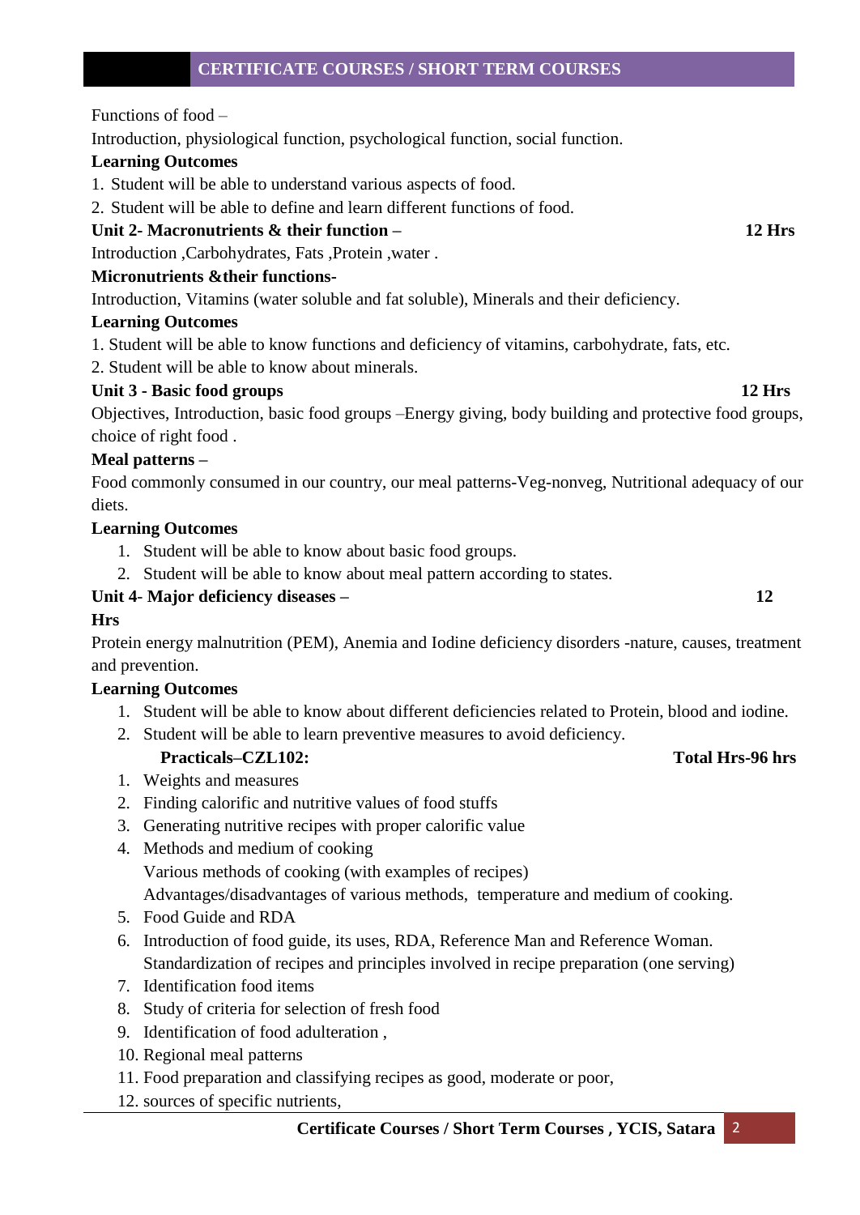Functions of food –

Introduction, physiological function, psychological function, social function.

**Learning Outcomes**

1. Student will be able to understand various aspects of food.
2. Student will be able to define and learn different functions of food.

**Unit 2- Macronutrients & their function – 12 Hrs**

Introduction ,Carbohydrates, Fats ,Protein ,water .

**Micronutrients &their functions-**

Introduction, Vitamins (water soluble and fat soluble), Minerals and their deficiency.

**Learning Outcomes**

1. Student will be able to know functions and deficiency of vitamins, carbohydrate, fats, etc.
2. Student will be able to know about minerals.

**Unit 3 - Basic food groups 12 Hrs**

Objectives, Introduction, basic food groups –Energy giving, body building and protective food groups, choice of right food .

**Meal patterns –**

Food commonly consumed in our country, our meal patterns-Veg-nonveg, Nutritional adequacy of our diets.

**Learning Outcomes**

1. Student will be able to know about basic food groups.
2. Student will be able to know about meal pattern according to states.

**Unit 4- Major deficiency diseases – 12 Hrs**

Protein energy malnutrition (PEM), Anemia and Iodine deficiency disorders -nature, causes, treatment and prevention.

**Learning Outcomes**

1. Student will be able to know about different deficiencies related to Protein, blood and iodine.
2. Student will be able to learn preventive measures to avoid deficiency.

**Practicals–CZL102: Total Hrs-96 hrs**

1. Weights and measures
2. Finding calorific and nutritive values of food stuffs
3. Generating nutritive recipes with proper calorific value
4. Methods and medium of cooking
   Various methods of cooking (with examples of recipes)
   Advantages/disadvantages of various methods, temperature and medium of cooking.
5. Food Guide and RDA
6. Introduction of food guide, its uses, RDA, Reference Man and Reference Woman.
   Standardization of recipes and principles involved in recipe preparation (one serving)
7. Identification food items
8. Study of criteria for selection of fresh food
9. Identification of food adulteration ,
10. Regional meal patterns
11. Food preparation and classifying recipes as good, moderate or poor,
12. sources of specific nutrients,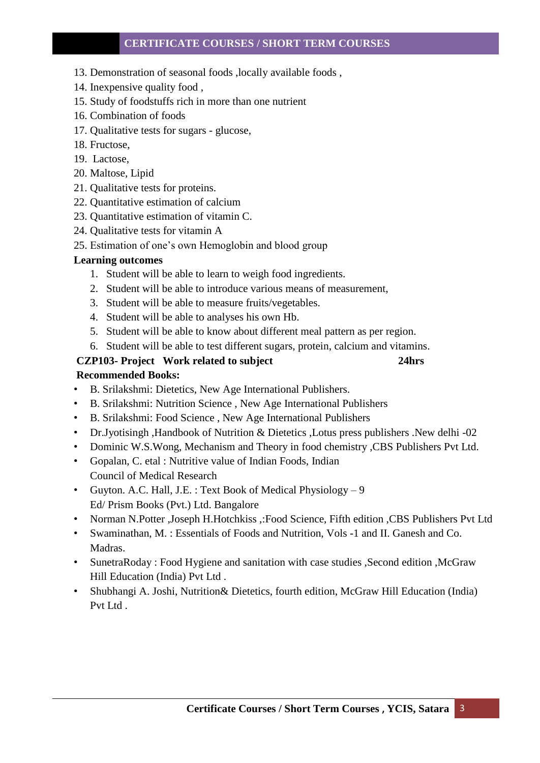13. Demonstration of seasonal foods ,locally available foods ,
14. Inexpensive quality food ,
15. Study of foodstuffs rich in more than one nutrient
16. Combination of foods
17. Qualitative tests for sugars - glucose,
18. Fructose,
19. Lactose,
20. Maltose, Lipid
21. Qualitative tests for proteins.
22. Quantitative estimation of calcium
23. Quantitative estimation of vitamin C.
24. Qualitative tests for vitamin A
25. Estimation of one's own Hemoglobin and blood group

**Learning outcomes**

1. Student will be able to learn to weigh food ingredients.
2. Student will be able to introduce various means of measurement,
3. Student will be able to measure fruits/vegetables.
4. Student will be able to analyses his own Hb.
5. Student will be able to know about different meal pattern as per region.
6. Student will be able to test different sugars, protein, calcium and vitamins.

**CZP103- Project Work related to subject 24hrs**

**Recommended Books:**

- B. Srilakshmi: Dietetics, New Age International Publishers.
- B. Srilakshmi: Nutrition Science , New Age International Publishers
- B. Srilakshmi: Food Science , New Age International Publishers
- Dr.Jyotisingh ,Handbook of Nutrition & Dietetics ,Lotus press publishers .New delhi -02
- Dominic W.S.Wong, Mechanism and Theory in food chemistry ,CBS Publishers Pvt Ltd.
- Gopalan, C. etal : Nutritive value of Indian Foods, Indian Council of Medical Research
- Guyton. A.C. Hall, J.E. : Text Book of Medical Physiology – 9 Ed/ Prism Books (Pvt.) Ltd. Bangalore
- Norman N.Potter ,Joseph H.Hotchkiss ,:Food Science, Fifth edition ,CBS Publishers Pvt Ltd
- Swaminathan, M. : Essentials of Foods and Nutrition, Vols -1 and II. Ganesh and Co. Madras.
- SunetraRoday : Food Hygiene and sanitation with case studies ,Second edition ,McGraw Hill Education (India) Pvt Ltd .
- Shubhangi A. Joshi, Nutrition& Dietetics, fourth edition, McGraw Hill Education (India) Pvt Ltd .